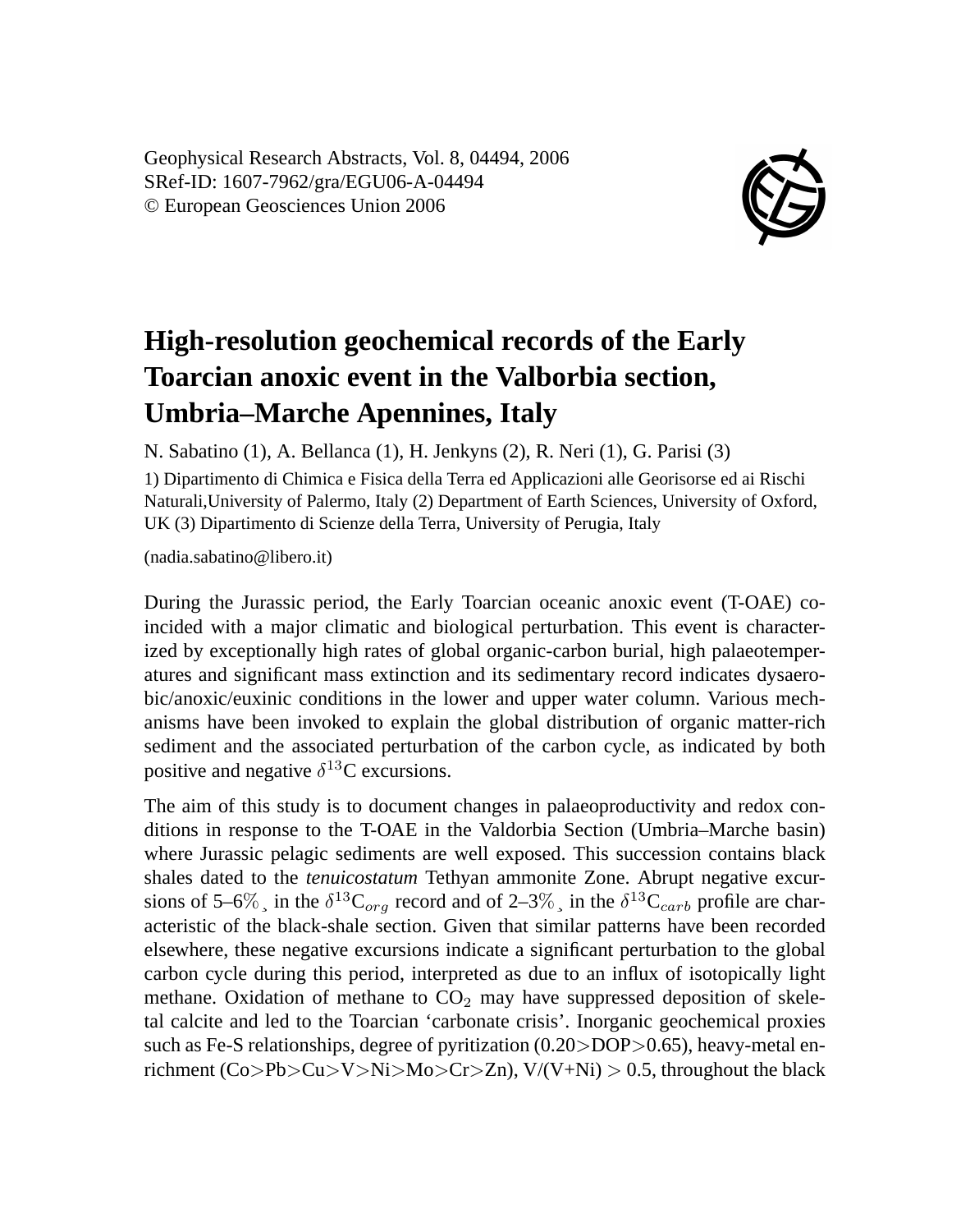Geophysical Research Abstracts, Vol. 8, 04494, 2006
SRef-ID: 1607-7962/gra/EGU06-A-04494
© European Geosciences Union 2006

# High-resolution geochemical records of the Early Toarcian anoxic event in the Valborbia section, Umbria–Marche Apennines, Italy

N. Sabatino (1), A. Bellanca (1), H. Jenkyns (2), R. Neri (1), G. Parisi (3)

1) Dipartimento di Chimica e Fisica della Terra ed Applicazioni alle Georisorse ed ai Rischi Naturali,University of Palermo, Italy (2) Department of Earth Sciences, University of Oxford, UK (3) Dipartimento di Scienze della Terra, University of Perugia, Italy

(nadia.sabatino@libero.it)

During the Jurassic period, the Early Toarcian oceanic anoxic event (T-OAE) coincided with a major climatic and biological perturbation. This event is characterized by exceptionally high rates of global organic-carbon burial, high palaeotemperatures and significant mass extinction and its sedimentary record indicates dysaerobic/anoxic/euxinic conditions in the lower and upper water column. Various mechanisms have been invoked to explain the global distribution of organic matter-rich sediment and the associated perturbation of the carbon cycle, as indicated by both positive and negative $\delta^{13}$C excursions.

The aim of this study is to document changes in palaeoproductivity and redox conditions in response to the T-OAE in the Valdorbia Section (Umbria–Marche basin) where Jurassic pelagic sediments are well exposed. This succession contains black shales dated to the *tenuicostatum* Tethyan ammonite Zone. Abrupt negative excursions of 5–6‰ in the $\delta^{13}C_{org}$ record and of 2–3‰ in the $\delta^{13}C_{carb}$ profile are characteristic of the black-shale section. Given that similar patterns have been recorded elsewhere, these negative excursions indicate a significant perturbation to the global carbon cycle during this period, interpreted as due to an influx of isotopically light methane. Oxidation of methane to $CO_2$ may have suppressed deposition of skeletal calcite and led to the Toarcian 'carbonate crisis'. Inorganic geochemical proxies such as Fe-S relationships, degree of pyritization (0.20>DOP>0.65), heavy-metal enrichment (Co>Pb>Cu>V>Ni>Mo>Cr>Zn), V/(V+Ni) > 0.5, throughout the black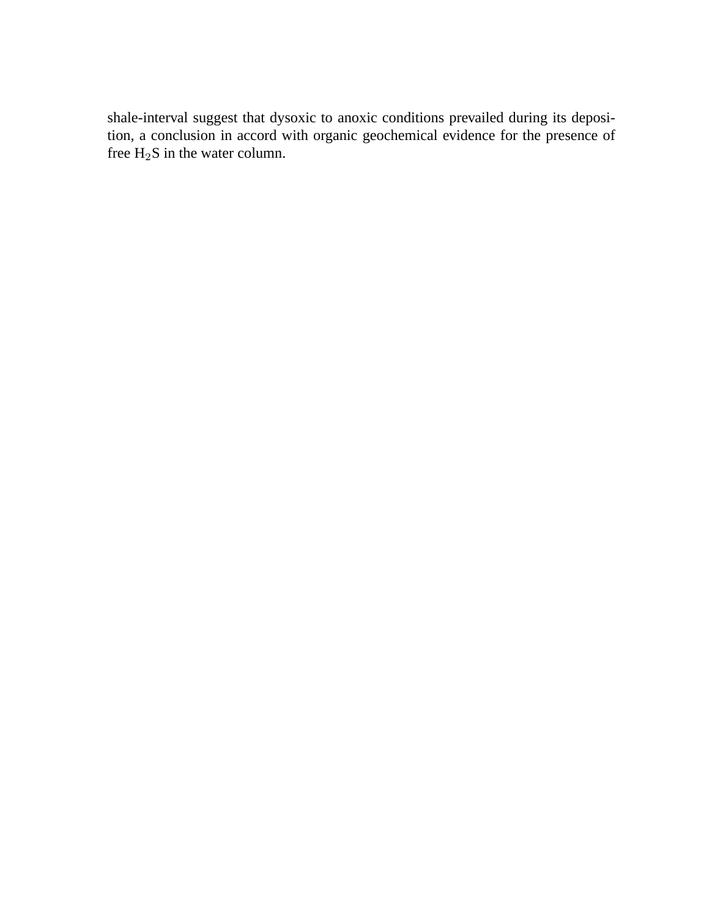shale-interval suggest that dysoxic to anoxic conditions prevailed during its deposition, a conclusion in accord with organic geochemical evidence for the presence of free $H_2S$ in the water column.